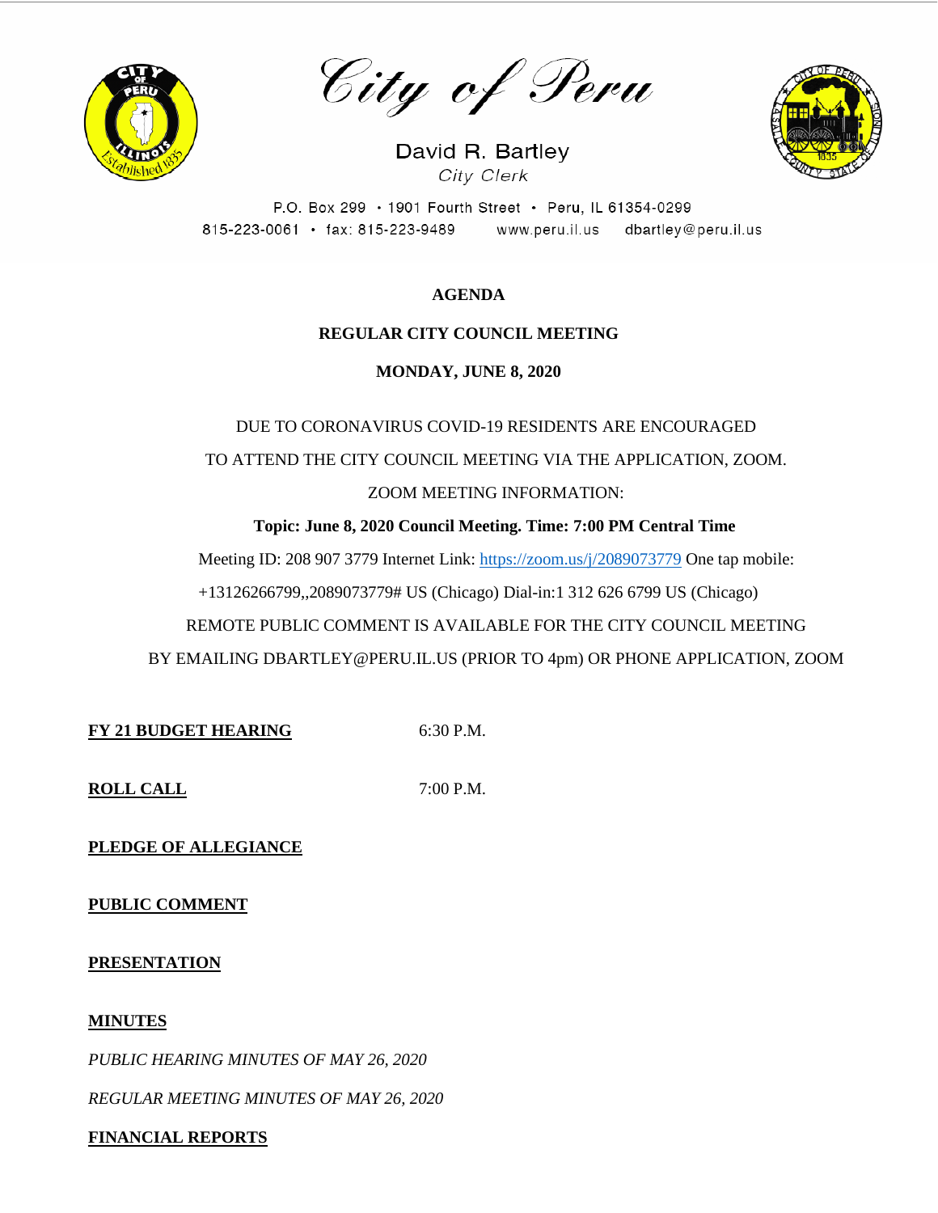# City of Peru

David R. Bartley
*City Clerk*

P.O. Box 299 • 1901 Fourth Street • Peru, IL 61354-0299
815-223-0061 • fax: 815-223-9489 www.peru.il.us dbartley@peru.il.us

**AGENDA**

**REGULAR CITY COUNCIL MEETING**

**MONDAY, JUNE 8, 2020**

DUE TO CORONAVIRUS COVID-19 RESIDENTS ARE ENCOURAGED TO ATTEND THE CITY COUNCIL MEETING VIA THE APPLICATION, ZOOM.

ZOOM MEETING INFORMATION:

**Topic: June 8, 2020 Council Meeting. Time: 7:00 PM Central Time**

Meeting ID: 208 907 3779 Internet Link: https://zoom.us/j/2089073779 One tap mobile: +13126266799,,2089073779# US (Chicago) Dial-in:1 312 626 6799 US (Chicago)

REMOTE PUBLIC COMMENT IS AVAILABLE FOR THE CITY COUNCIL MEETING BY EMAILING DBARTLEY@PERU.IL.US (PRIOR TO 4pm) OR PHONE APPLICATION, ZOOM

**FY 21 BUDGET HEARING** 6:30 P.M.

**ROLL CALL** 7:00 P.M.

**PLEDGE OF ALLEGIANCE**

**PUBLIC COMMENT**

**PRESENTATION**

**MINUTES**

*PUBLIC HEARING MINUTES OF MAY 26, 2020*

*REGULAR MEETING MINUTES OF MAY 26, 2020*

**FINANCIAL REPORTS**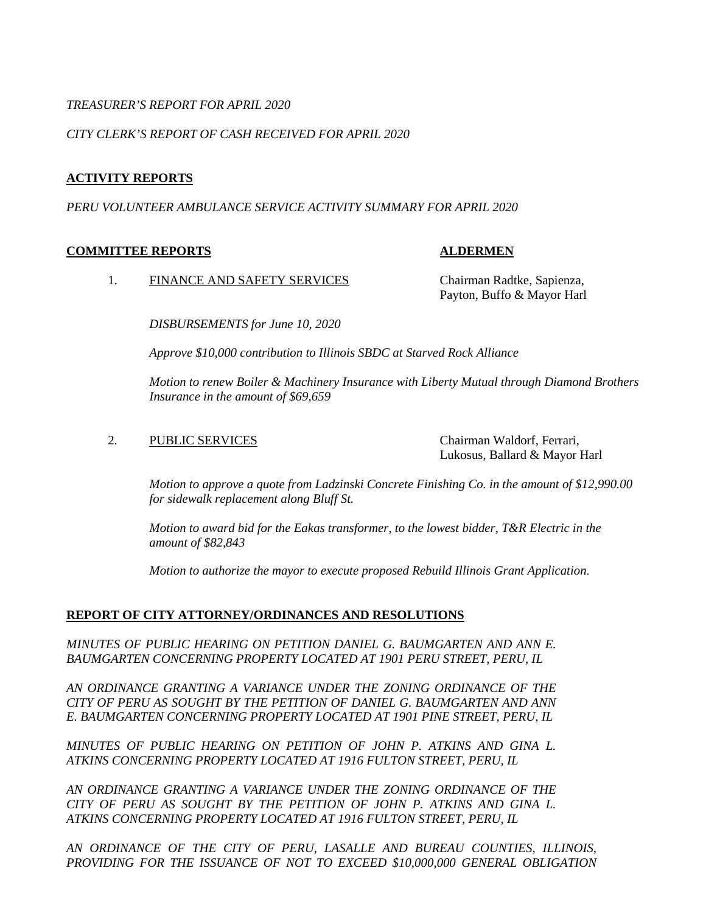*TREASURER'S REPORT FOR APRIL 2020*

*CITY CLERK'S REPORT OF CASH RECEIVED FOR APRIL 2020*

## ACTIVITY REPORTS

*PERU VOLUNTEER AMBULANCE SERVICE ACTIVITY SUMMARY FOR APRIL 2020*

## COMMITTEE REPORTS — ALDERMEN

1. FINANCE AND SAFETY SERVICES — Chairman Radtke, Sapienza, Payton, Buffo & Mayor Harl

   *DISBURSEMENTS for June 10, 2020*

   *Approve $10,000 contribution to Illinois SBDC at Starved Rock Alliance*

   *Motion to renew Boiler & Machinery Insurance with Liberty Mutual through Diamond Brothers Insurance in the amount of $69,659*

2. PUBLIC SERVICES — Chairman Waldorf, Ferrari, Lukosus, Ballard & Mayor Harl

   *Motion to approve a quote from Ladzinski Concrete Finishing Co. in the amount of $12,990.00 for sidewalk replacement along Bluff St.*

   *Motion to award bid for the Eakas transformer, to the lowest bidder, T&R Electric in the amount of $82,843*

   *Motion to authorize the mayor to execute proposed Rebuild Illinois Grant Application.*

## REPORT OF CITY ATTORNEY/ORDINANCES AND RESOLUTIONS

*MINUTES OF PUBLIC HEARING ON PETITION DANIEL G. BAUMGARTEN AND ANN E. BAUMGARTEN CONCERNING PROPERTY LOCATED AT 1901 PERU STREET, PERU, IL*

*AN ORDINANCE GRANTING A VARIANCE UNDER THE ZONING ORDINANCE OF THE CITY OF PERU AS SOUGHT BY THE PETITION OF DANIEL G. BAUMGARTEN AND ANN E. BAUMGARTEN CONCERNING PROPERTY LOCATED AT 1901 PINE STREET, PERU, IL*

*MINUTES OF PUBLIC HEARING ON PETITION OF JOHN P. ATKINS AND GINA L. ATKINS CONCERNING PROPERTY LOCATED AT 1916 FULTON STREET, PERU, IL*

*AN ORDINANCE GRANTING A VARIANCE UNDER THE ZONING ORDINANCE OF THE CITY OF PERU AS SOUGHT BY THE PETITION OF JOHN P. ATKINS AND GINA L. ATKINS CONCERNING PROPERTY LOCATED AT 1916 FULTON STREET, PERU, IL*

*AN ORDINANCE OF THE CITY OF PERU, LASALLE AND BUREAU COUNTIES, ILLINOIS, PROVIDING FOR THE ISSUANCE OF NOT TO EXCEED $10,000,000 GENERAL OBLIGATION*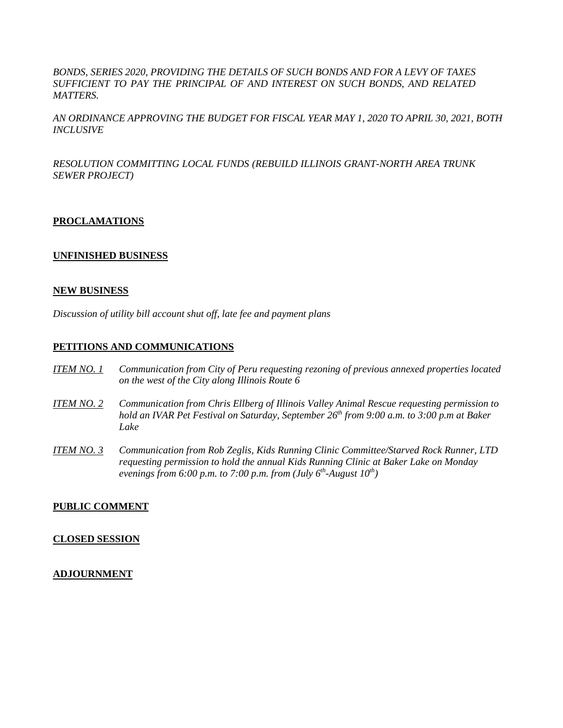*BONDS, SERIES 2020, PROVIDING THE DETAILS OF SUCH BONDS AND FOR A LEVY OF TAXES SUFFICIENT TO PAY THE PRINCIPAL OF AND INTEREST ON SUCH BONDS, AND RELATED MATTERS.*

*AN ORDINANCE APPROVING THE BUDGET FOR FISCAL YEAR MAY 1, 2020 TO APRIL 30, 2021, BOTH INCLUSIVE*

*RESOLUTION COMMITTING LOCAL FUNDS (REBUILD ILLINOIS GRANT-NORTH AREA TRUNK SEWER PROJECT)*

**PROCLAMATIONS**

**UNFINISHED BUSINESS**

**NEW BUSINESS**

*Discussion of utility bill account shut off, late fee and payment plans*

**PETITIONS AND COMMUNICATIONS**

*ITEM NO. 1* *Communication from City of Peru requesting rezoning of previous annexed properties located on the west of the City along Illinois Route 6*

*ITEM NO. 2* *Communication from Chris Ellberg of Illinois Valley Animal Rescue requesting permission to hold an IVAR Pet Festival on Saturday, September 26th from 9:00 a.m. to 3:00 p.m at Baker Lake*

*ITEM NO. 3* *Communication from Rob Zeglis, Kids Running Clinic Committee/Starved Rock Runner, LTD requesting permission to hold the annual Kids Running Clinic at Baker Lake on Monday evenings from 6:00 p.m. to 7:00 p.m. from (July 6th-August 10th)*

**PUBLIC COMMENT**

**CLOSED SESSION**

**ADJOURNMENT**